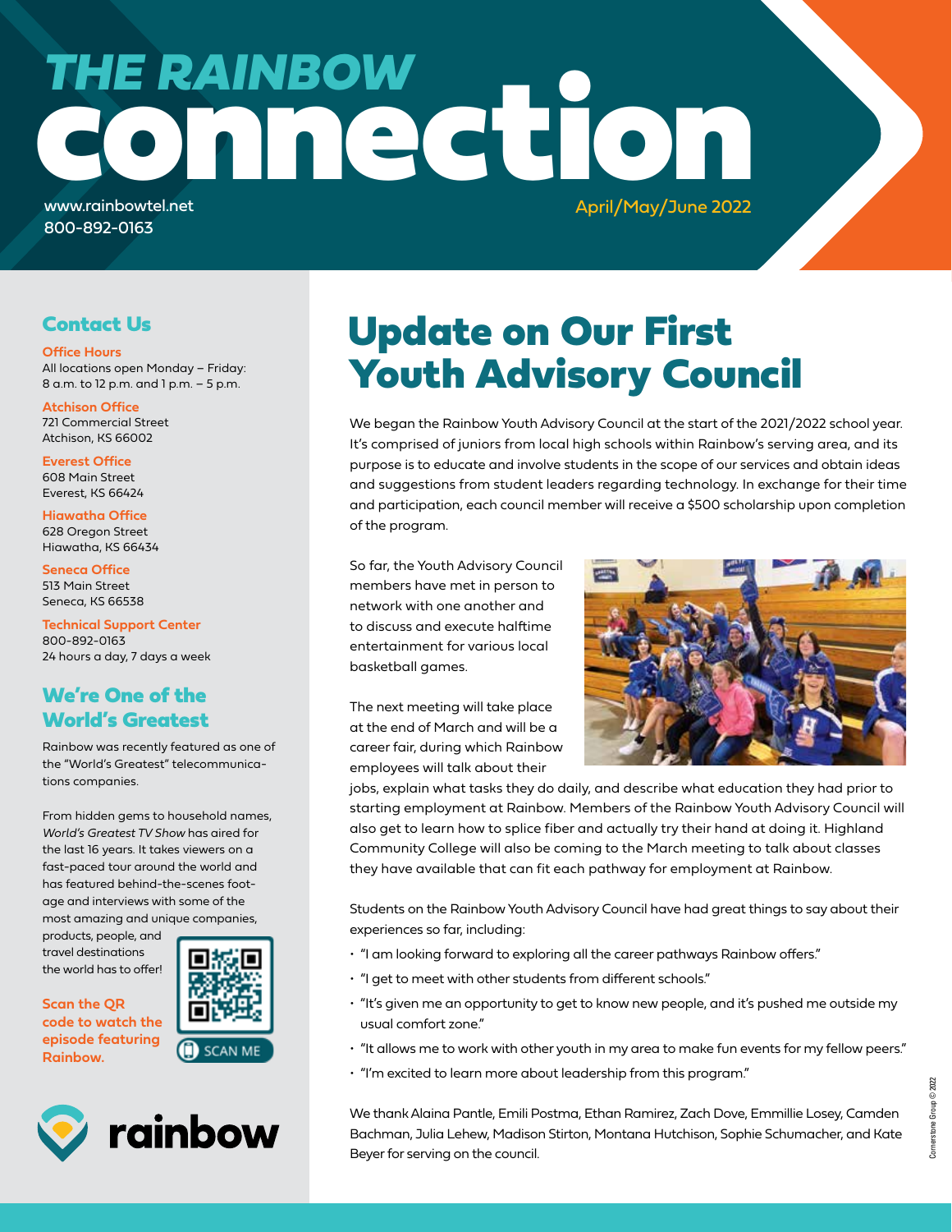# THE RAINBOW connection

www.rainbowtel.net
800-892-0163

April/May/June 2022

## Contact Us

**Office Hours**
All locations open Monday – Friday:
8 a.m. to 12 p.m. and 1 p.m. – 5 p.m.

**Atchison Office**
721 Commercial Street
Atchison, KS 66002

**Everest Office**
608 Main Street
Everest, KS 66424

**Hiawatha Office**
628 Oregon Street
Hiawatha, KS 66434

**Seneca Office**
513 Main Street
Seneca, KS 66538

**Technical Support Center**
800-892-0163
24 hours a day, 7 days a week

## We're One of the World's Greatest

Rainbow was recently featured as one of the "World's Greatest" telecommunications companies.

From hidden gems to household names, *World's Greatest TV Show* has aired for the last 16 years. It takes viewers on a fast-paced tour around the world and has featured behind-the-scenes footage and interviews with some of the most amazing and unique companies, products, people, and travel destinations the world has to offer!

**Scan the QR code to watch the episode featuring Rainbow.**

SCAN ME

rainbow

# Update on Our First Youth Advisory Council

We began the Rainbow Youth Advisory Council at the start of the 2021/2022 school year. It's comprised of juniors from local high schools within Rainbow's serving area, and its purpose is to educate and involve students in the scope of our services and obtain ideas and suggestions from student leaders regarding technology. In exchange for their time and participation, each council member will receive a $500 scholarship upon completion of the program.

So far, the Youth Advisory Council members have met in person to network with one another and to discuss and execute halftime entertainment for various local basketball games.

The next meeting will take place at the end of March and will be a career fair, during which Rainbow employees will talk about their jobs, explain what tasks they do daily, and describe what education they had prior to starting employment at Rainbow. Members of the Rainbow Youth Advisory Council will also get to learn how to splice fiber and actually try their hand at doing it. Highland Community College will also be coming to the March meeting to talk about classes they have available that can fit each pathway for employment at Rainbow.

Students on the Rainbow Youth Advisory Council have had great things to say about their experiences so far, including:

- "I am looking forward to exploring all the career pathways Rainbow offers."
- "I get to meet with other students from different schools."
- "It's given me an opportunity to get to know new people, and it's pushed me outside my usual comfort zone."
- "It allows me to work with other youth in my area to make fun events for my fellow peers."
- "I'm excited to learn more about leadership from this program."

We thank Alaina Pantle, Emili Postma, Ethan Ramirez, Zach Dove, Emmillie Losey, Camden Bachman, Julia Lehew, Madison Stirton, Montana Hutchison, Sophie Schumacher, and Kate Beyer for serving on the council.

Cornerstone Group © 2022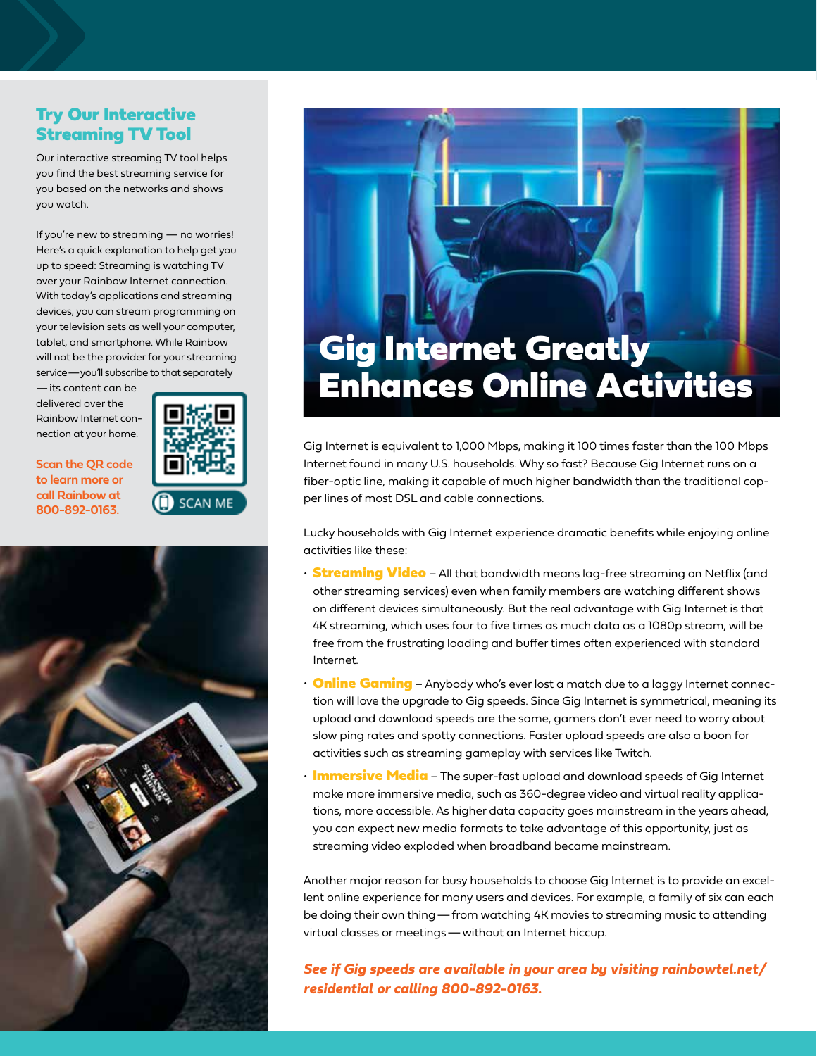## Try Our Interactive Streaming TV Tool

Our interactive streaming TV tool helps you find the best streaming service for you based on the networks and shows you watch.

If you're new to streaming — no worries! Here's a quick explanation to help get you up to speed: Streaming is watching TV over your Rainbow Internet connection. With today's applications and streaming devices, you can stream programming on your television sets as well your computer, tablet, and smartphone. While Rainbow will not be the provider for your streaming service—you'll subscribe to that separately—its content can be delivered over the Rainbow Internet connection at your home.

**Scan the QR code to learn more or call Rainbow at 800-892-0163.**

SCAN ME

# Gig Internet Greatly Enhances Online Activities

Gig Internet is equivalent to 1,000 Mbps, making it 100 times faster than the 100 Mbps Internet found in many U.S. households. Why so fast? Because Gig Internet runs on a fiber-optic line, making it capable of much higher bandwidth than the traditional copper lines of most DSL and cable connections.

Lucky households with Gig Internet experience dramatic benefits while enjoying online activities like these:

- **Streaming Video** – All that bandwidth means lag-free streaming on Netflix (and other streaming services) even when family members are watching different shows on different devices simultaneously. But the real advantage with Gig Internet is that 4K streaming, which uses four to five times as much data as a 1080p stream, will be free from the frustrating loading and buffer times often experienced with standard Internet.
- **Online Gaming** – Anybody who's ever lost a match due to a laggy Internet connection will love the upgrade to Gig speeds. Since Gig Internet is symmetrical, meaning its upload and download speeds are the same, gamers don't ever need to worry about slow ping rates and spotty connections. Faster upload speeds are also a boon for activities such as streaming gameplay with services like Twitch.
- **Immersive Media** – The super-fast upload and download speeds of Gig Internet make more immersive media, such as 360-degree video and virtual reality applications, more accessible. As higher data capacity goes mainstream in the years ahead, you can expect new media formats to take advantage of this opportunity, just as streaming video exploded when broadband became mainstream.

Another major reason for busy households to choose Gig Internet is to provide an excellent online experience for many users and devices. For example, a family of six can each be doing their own thing — from watching 4K movies to streaming music to attending virtual classes or meetings — without an Internet hiccup.

***See if Gig speeds are available in your area by visiting rainbowtel.net/residential or calling 800-892-0163.***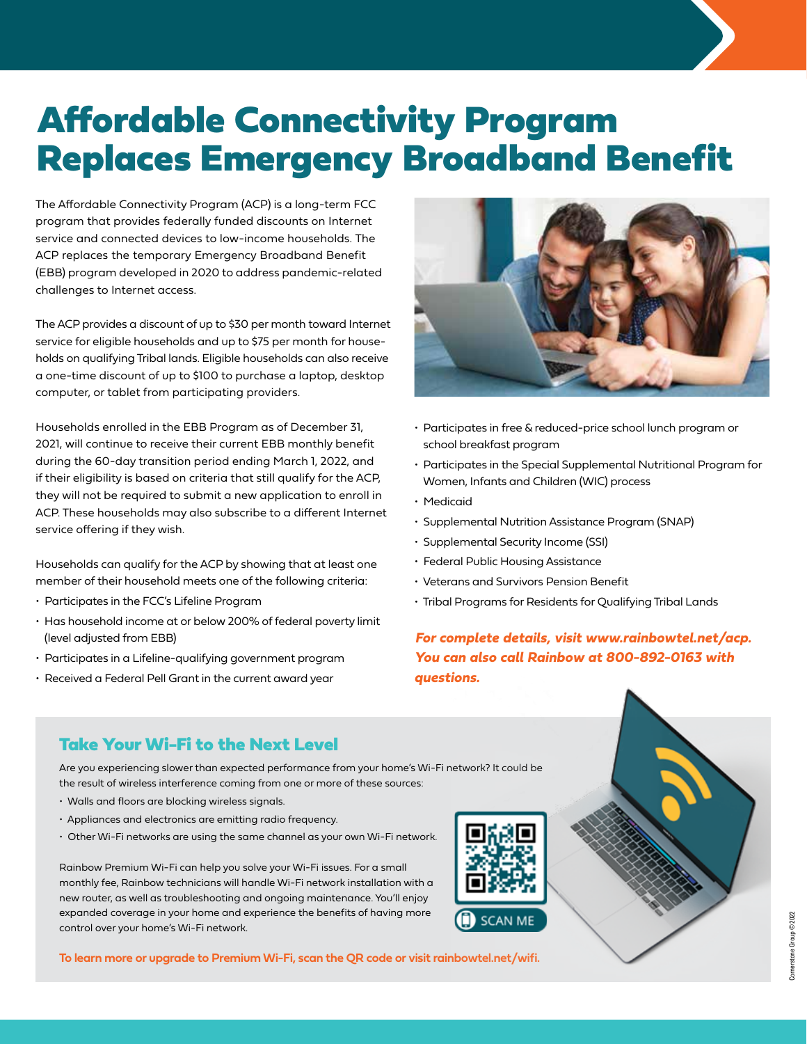# Affordable Connectivity Program Replaces Emergency Broadband Benefit

The Affordable Connectivity Program (ACP) is a long-term FCC program that provides federally funded discounts on Internet service and connected devices to low-income households. The ACP replaces the temporary Emergency Broadband Benefit (EBB) program developed in 2020 to address pandemic-related challenges to Internet access.

The ACP provides a discount of up to $30 per month toward Internet service for eligible households and up to $75 per month for households on qualifying Tribal lands. Eligible households can also receive a one-time discount of up to $100 to purchase a laptop, desktop computer, or tablet from participating providers.

Households enrolled in the EBB Program as of December 31, 2021, will continue to receive their current EBB monthly benefit during the 60-day transition period ending March 1, 2022, and if their eligibility is based on criteria that still qualify for the ACP, they will not be required to submit a new application to enroll in ACP. These households may also subscribe to a different Internet service offering if they wish.

Households can qualify for the ACP by showing that at least one member of their household meets one of the following criteria:

- Participates in the FCC's Lifeline Program
- Has household income at or below 200% of federal poverty limit (level adjusted from EBB)
- Participates in a Lifeline-qualifying government program
- Received a Federal Pell Grant in the current award year
- Participates in free & reduced-price school lunch program or school breakfast program
- Participates in the Special Supplemental Nutritional Program for Women, Infants and Children (WIC) process
- Medicaid
- Supplemental Nutrition Assistance Program (SNAP)
- Supplemental Security Income (SSI)
- Federal Public Housing Assistance
- Veterans and Survivors Pension Benefit
- Tribal Programs for Residents for Qualifying Tribal Lands

***For complete details, visit www.rainbowtel.net/acp. You can also call Rainbow at 800-892-0163 with questions.***

## Take Your Wi-Fi to the Next Level

Are you experiencing slower than expected performance from your home's Wi-Fi network? It could be the result of wireless interference coming from one or more of these sources:

- Walls and floors are blocking wireless signals.
- Appliances and electronics are emitting radio frequency.
- Other Wi-Fi networks are using the same channel as your own Wi-Fi network.

Rainbow Premium Wi-Fi can help you solve your Wi-Fi issues. For a small monthly fee, Rainbow technicians will handle Wi-Fi network installation with a new router, as well as troubleshooting and ongoing maintenance. You'll enjoy expanded coverage in your home and experience the benefits of having more control over your home's Wi-Fi network.

SCAN ME

**To learn more or upgrade to Premium Wi-Fi, scan the QR code or visit rainbowtel.net/wifi.**

Cornerstone Group © 2022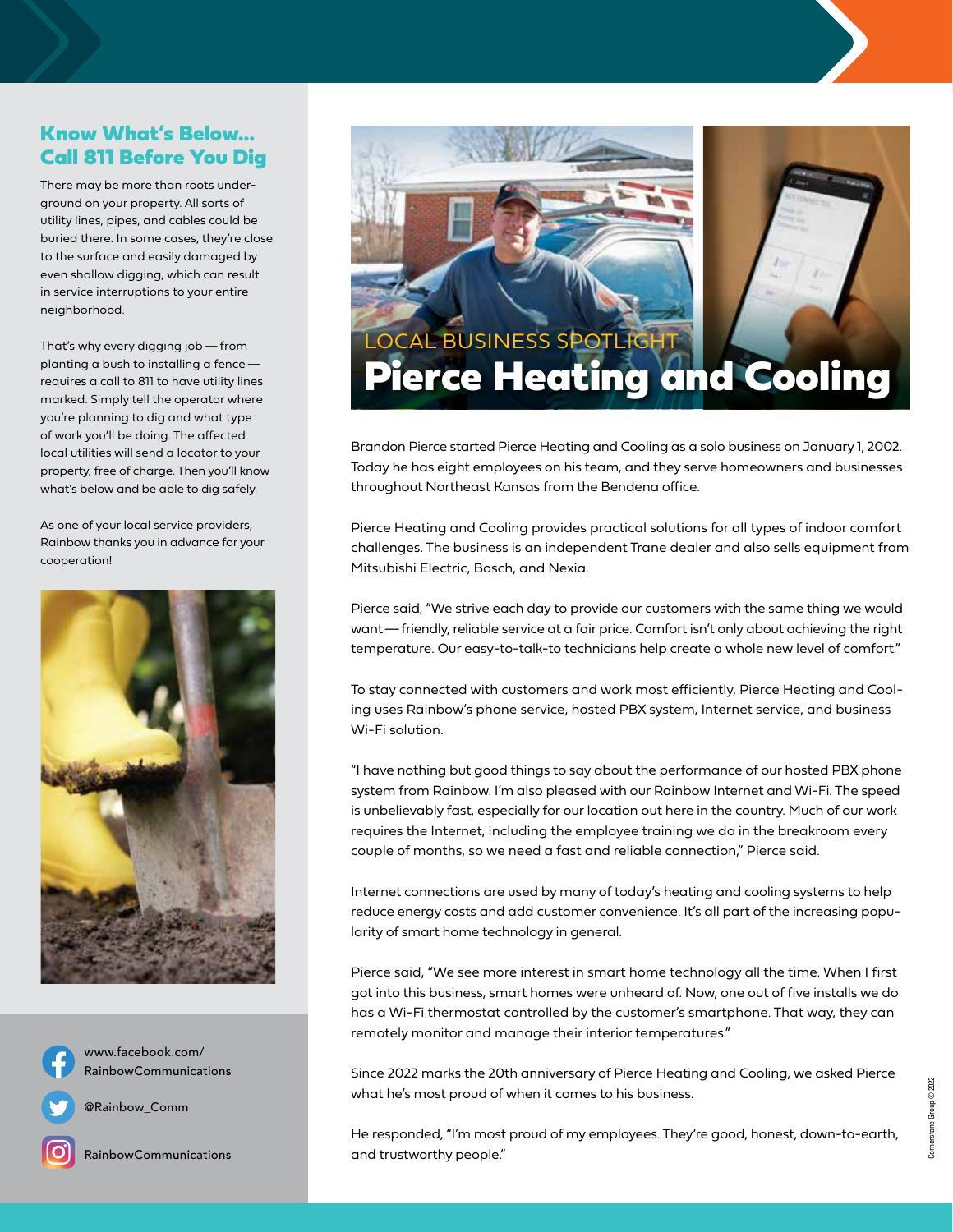## Know What's Below... Call 811 Before You Dig

There may be more than roots underground on your property. All sorts of utility lines, pipes, and cables could be buried there. In some cases, they're close to the surface and easily damaged by even shallow digging, which can result in service interruptions to your entire neighborhood.

That's why every digging job — from planting a bush to installing a fence — requires a call to 811 to have utility lines marked. Simply tell the operator where you're planning to dig and what type of work you'll be doing. The affected local utilities will send a locator to your property, free of charge. Then you'll know what's below and be able to dig safely.

As one of your local service providers, Rainbow thanks you in advance for your cooperation!

www.facebook.com/RainbowCommunications

@Rainbow_Comm

RainbowCommunications

LOCAL BUSINESS SPOTLIGHT

# Pierce Heating and Cooling

Brandon Pierce started Pierce Heating and Cooling as a solo business on January 1, 2002. Today he has eight employees on his team, and they serve homeowners and businesses throughout Northeast Kansas from the Bendena office.

Pierce Heating and Cooling provides practical solutions for all types of indoor comfort challenges. The business is an independent Trane dealer and also sells equipment from Mitsubishi Electric, Bosch, and Nexia.

Pierce said, "We strive each day to provide our customers with the same thing we would want — friendly, reliable service at a fair price. Comfort isn't only about achieving the right temperature. Our easy-to-talk-to technicians help create a whole new level of comfort."

To stay connected with customers and work most efficiently, Pierce Heating and Cooling uses Rainbow's phone service, hosted PBX system, Internet service, and business Wi-Fi solution.

"I have nothing but good things to say about the performance of our hosted PBX phone system from Rainbow. I'm also pleased with our Rainbow Internet and Wi-Fi. The speed is unbelievably fast, especially for our location out here in the country. Much of our work requires the Internet, including the employee training we do in the breakroom every couple of months, so we need a fast and reliable connection," Pierce said.

Internet connections are used by many of today's heating and cooling systems to help reduce energy costs and add customer convenience. It's all part of the increasing popularity of smart home technology in general.

Pierce said, "We see more interest in smart home technology all the time. When I first got into this business, smart homes were unheard of. Now, one out of five installs we do has a Wi-Fi thermostat controlled by the customer's smartphone. That way, they can remotely monitor and manage their interior temperatures."

Since 2022 marks the 20th anniversary of Pierce Heating and Cooling, we asked Pierce what he's most proud of when it comes to his business.

He responded, "I'm most proud of my employees. They're good, honest, down-to-earth, and trustworthy people."

Cornerstone Group © 2022